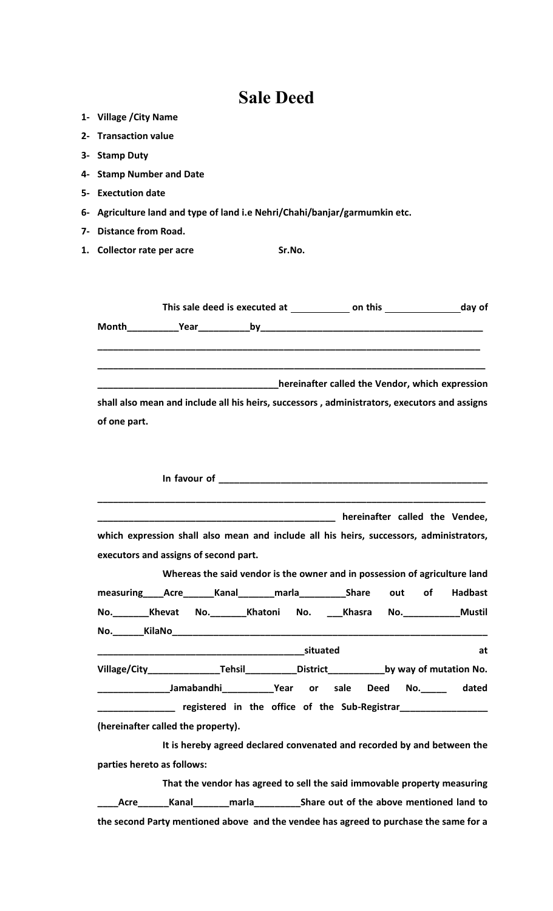# Sale Deed

1- Village /City Name
2- Transaction value
3- Stamp Duty
4- Stamp Number and Date
5- Exectution date
6- Agriculture land and type of land i.e Nehri/Chahi/banjar/garmumkin etc.
7- Distance from Road.

1. Collector rate per acre Sr.No.

**This sale deed is executed at ___________ on this ______________day of Month__________Year__________by___________________________________________**

**______________________________________________________________________________**

**______________________________________________________________________________**

**___________________________________hereinafter called the Vendor, which expression shall also mean and include all his heirs, successors , administrators, executors and assigns of one part.**

**In favour of ___________________________________________________**

**______________________________________________________________________________**

**______________________________________________ hereinafter called the Vendee, which expression shall also mean and include all his heirs, successors, administrators, executors and assigns of second part.**

**Whereas the said vendor is the owner and in possession of agriculture land measuring____Acre______Kanal_______marla_________Share out of Hadbast No._______Khevat No._______Khatoni No. ___Khasra No.___________Mustil No.______KilaNo_______________________________________________________________**

**________________________________________situated at Village/City______________Tehsil__________District___________by way of mutation No. ______________Jamabandhi__________Year or sale Deed No._____ dated _______________ registered in the office of the Sub-Registrar_________________ (hereinafter called the property).**

**It is hereby agreed declared convenated and recorded by and between the parties hereto as follows:**

**That the vendor has agreed to sell the said immovable property measuring ____Acre______Kanal_______marla_________Share out of the above mentioned land to the second Party mentioned above and the vendee has agreed to purchase the same for a**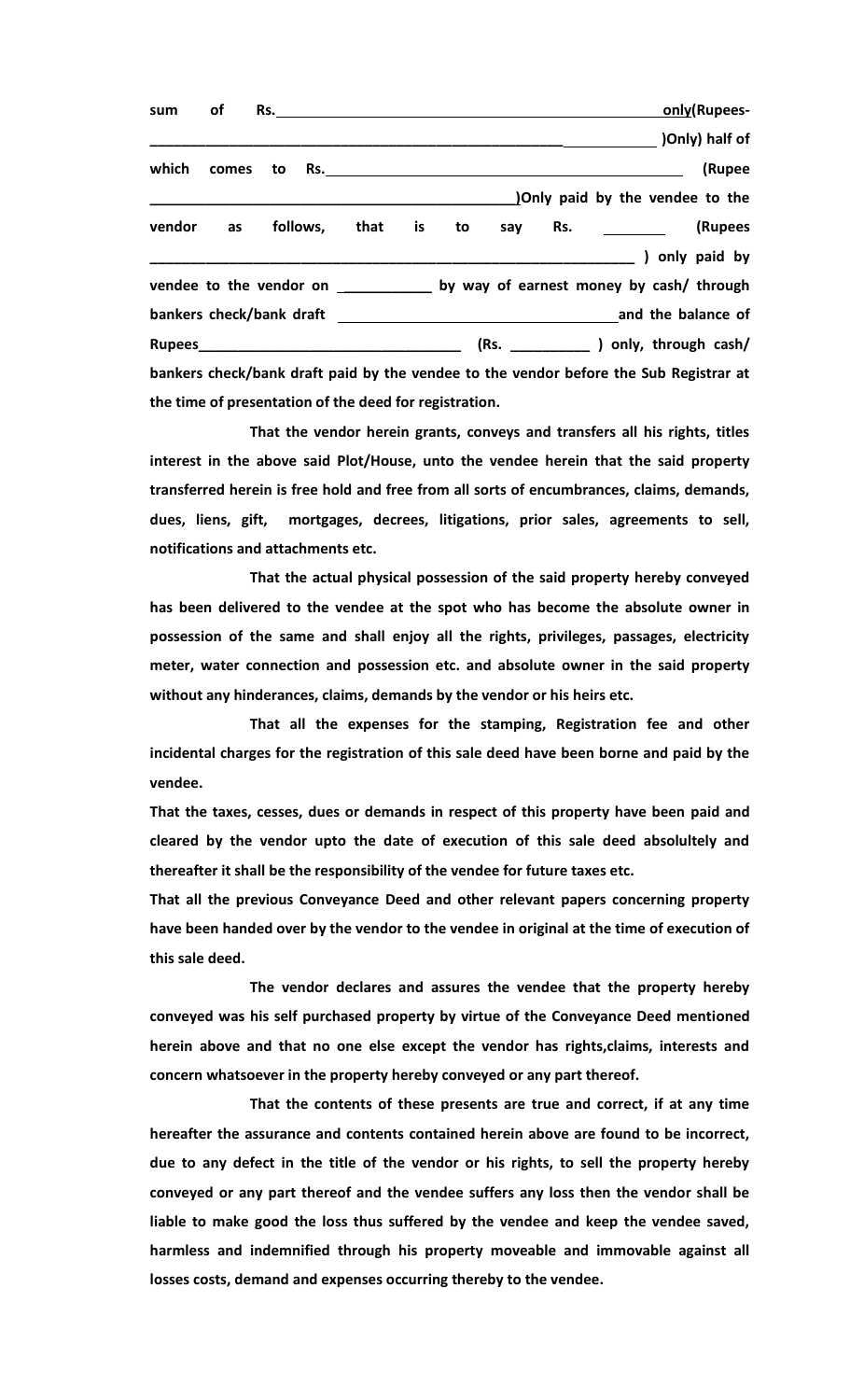**sum of Rs.\_\_\_\_\_\_\_\_\_\_\_\_\_\_\_\_\_\_\_\_\_\_\_\_\_\_\_\_\_\_\_\_\_\_\_\_\_\_\_\_\_\_\_\_\_\_\_\_\_\_only(Rupees-\_\_\_\_\_\_\_\_\_\_\_\_\_\_\_\_\_\_\_\_\_\_\_\_\_\_\_\_\_\_\_\_\_\_\_\_\_\_\_\_\_\_\_\_\_\_\_\_\_\_\_\_\_\_\_\_\_\_\_\_\_\_\_\_\_\_)Only) half of which comes to Rs.\_\_\_\_\_\_\_\_\_\_\_\_\_\_\_\_\_\_\_\_\_\_\_\_\_\_\_\_\_\_\_\_\_\_\_\_\_\_\_\_\_\_\_\_\_\_\_ (Rupee \_\_\_\_\_\_\_\_\_\_\_\_\_\_\_\_\_\_\_\_\_\_\_\_\_\_\_\_\_\_\_\_\_\_\_\_\_\_\_\_\_\_\_\_\_\_\_\_)Only paid by the vendee to the vendor as follows, that is to say Rs. \_\_\_\_\_\_\_\_ (Rupees \_\_\_\_\_\_\_\_\_\_\_\_\_\_\_\_\_\_\_\_\_\_\_\_\_\_\_\_\_\_\_\_\_\_\_\_\_\_\_\_\_\_\_\_\_\_\_\_\_\_\_\_\_\_\_\_\_\_\_\_\_\_ ) only paid by vendee to the vendor on \_\_\_\_\_\_\_\_\_\_\_\_ by way of earnest money by cash/ through bankers check/bank draft \_\_\_\_\_\_\_\_\_\_\_\_\_\_\_\_\_\_\_\_\_\_\_\_\_\_\_\_\_\_\_\_\_\_\_\_\_and the balance of Rupees\_\_\_\_\_\_\_\_\_\_\_\_\_\_\_\_\_\_\_\_\_\_\_\_\_\_\_\_\_\_\_\_\_\_\_\_ (Rs. \_\_\_\_\_\_\_\_\_\_ ) only, through cash/ bankers check/bank draft paid by the vendee to the vendor before the Sub Registrar at the time of presentation of the deed for registration.**

**That the vendor herein grants, conveys and transfers all his rights, titles interest in the above said Plot/House, unto the vendee herein that the said property transferred herein is free hold and free from all sorts of encumbrances, claims, demands, dues, liens, gift, mortgages, decrees, litigations, prior sales, agreements to sell, notifications and attachments etc.**

**That the actual physical possession of the said property hereby conveyed has been delivered to the vendee at the spot who has become the absolute owner in possession of the same and shall enjoy all the rights, privileges, passages, electricity meter, water connection and possession etc. and absolute owner in the said property without any hinderances, claims, demands by the vendor or his heirs etc.**

**That all the expenses for the stamping, Registration fee and other incidental charges for the registration of this sale deed have been borne and paid by the vendee.**

**That the taxes, cesses, dues or demands in respect of this property have been paid and cleared by the vendor upto the date of execution of this sale deed absolultely and thereafter it shall be the responsibility of the vendee for future taxes etc.**

**That all the previous Conveyance Deed and other relevant papers concerning property have been handed over by the vendor to the vendee in original at the time of execution of this sale deed.**

**The vendor declares and assures the vendee that the property hereby conveyed was his self purchased property by virtue of the Conveyance Deed mentioned herein above and that no one else except the vendor has rights,claims, interests and concern whatsoever in the property hereby conveyed or any part thereof.**

**That the contents of these presents are true and correct, if at any time hereafter the assurance and contents contained herein above are found to be incorrect, due to any defect in the title of the vendor or his rights, to sell the property hereby conveyed or any part thereof and the vendee suffers any loss then the vendor shall be liable to make good the loss thus suffered by the vendee and keep the vendee saved, harmless and indemnified through his property moveable and immovable against all losses costs, demand and expenses occurring thereby to the vendee.**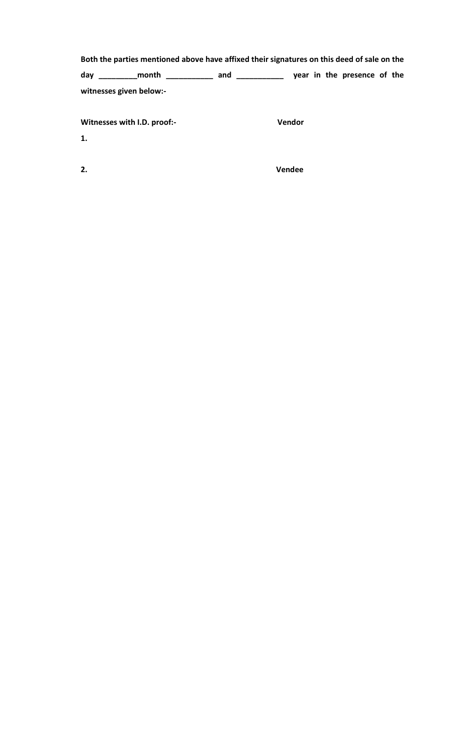**Both the parties mentioned above have affixed their signatures on this deed of sale on the day _________month ___________ and ___________ year in the presence of the witnesses given below:-**

| | |
|---|---|
| **Witnesses with I.D. proof:-** | **Vendor** |
| **1.** | |
| **2.** | **Vendee** |